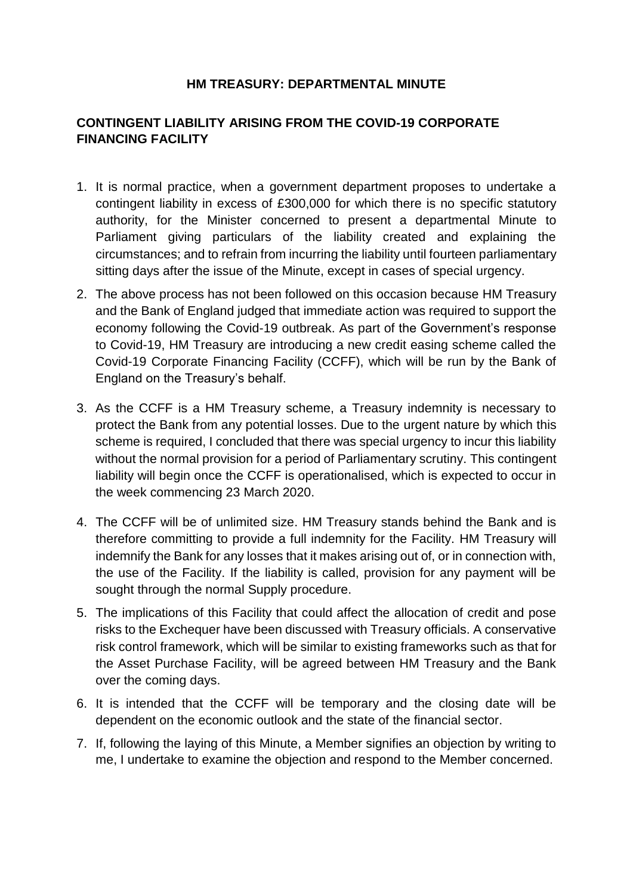# HM TREASURY: DEPARTMENTAL MINUTE

## CONTINGENT LIABILITY ARISING FROM THE COVID-19 CORPORATE FINANCING FACILITY

1. It is normal practice, when a government department proposes to undertake a contingent liability in excess of £300,000 for which there is no specific statutory authority, for the Minister concerned to present a departmental Minute to Parliament giving particulars of the liability created and explaining the circumstances; and to refrain from incurring the liability until fourteen parliamentary sitting days after the issue of the Minute, except in cases of special urgency.

2. The above process has not been followed on this occasion because HM Treasury and the Bank of England judged that immediate action was required to support the economy following the Covid-19 outbreak. As part of the Government's response to Covid-19, HM Treasury are introducing a new credit easing scheme called the Covid-19 Corporate Financing Facility (CCFF), which will be run by the Bank of England on the Treasury's behalf.

3. As the CCFF is a HM Treasury scheme, a Treasury indemnity is necessary to protect the Bank from any potential losses. Due to the urgent nature by which this scheme is required, I concluded that there was special urgency to incur this liability without the normal provision for a period of Parliamentary scrutiny. This contingent liability will begin once the CCFF is operationalised, which is expected to occur in the week commencing 23 March 2020.

4. The CCFF will be of unlimited size. HM Treasury stands behind the Bank and is therefore committing to provide a full indemnity for the Facility. HM Treasury will indemnify the Bank for any losses that it makes arising out of, or in connection with, the use of the Facility. If the liability is called, provision for any payment will be sought through the normal Supply procedure.

5. The implications of this Facility that could affect the allocation of credit and pose risks to the Exchequer have been discussed with Treasury officials. A conservative risk control framework, which will be similar to existing frameworks such as that for the Asset Purchase Facility, will be agreed between HM Treasury and the Bank over the coming days.

6. It is intended that the CCFF will be temporary and the closing date will be dependent on the economic outlook and the state of the financial sector.

7. If, following the laying of this Minute, a Member signifies an objection by writing to me, I undertake to examine the objection and respond to the Member concerned.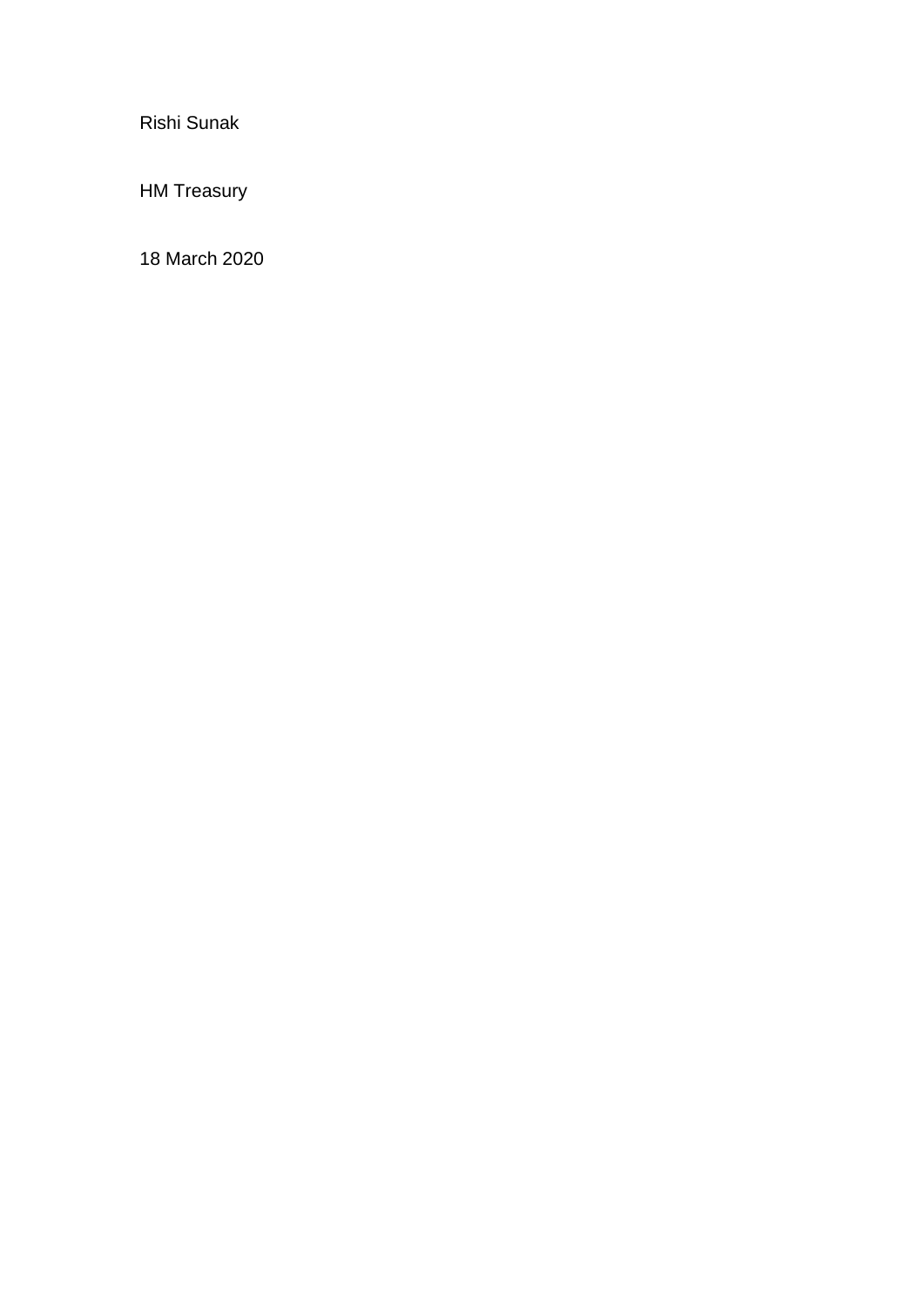Rishi Sunak

HM Treasury

18 March 2020